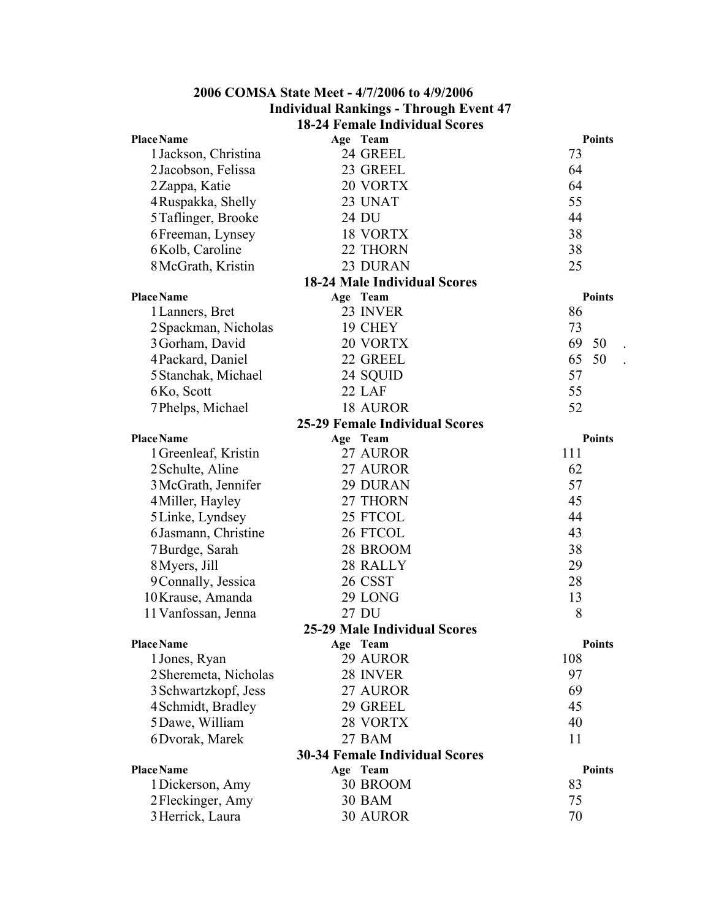# 2006 COMSA State Meet - 4/7/2006 to 4/9/2006

## Individual Rankings - Through Event 47

### 18-24 Female Individual Scores

| Place | Name | Age | Team | Points |
|---|---|---|---|---|
| 1 | Jackson, Christina | 24 | GREEL | 73 |
| 2 | Jacobson, Felissa | 23 | GREEL | 64 |
| 2 | Zappa, Katie | 20 | VORTX | 64 |
| 4 | Ruspakka, Shelly | 23 | UNAT | 55 |
| 5 | Taflinger, Brooke | 24 | DU | 44 |
| 6 | Freeman, Lynsey | 18 | VORTX | 38 |
| 6 | Kolb, Caroline | 22 | THORN | 38 |
| 8 | McGrath, Kristin | 23 | DURAN | 25 |

### 18-24 Male Individual Scores

| Place | Name | Age | Team | Points |
|---|---|---|---|---|
| 1 | Lanners, Bret | 23 | INVER | 86 |
| 2 | Spackman, Nicholas | 19 | CHEY | 73 |
| 3 | Gorham, David | 20 | VORTX | 69 50 . |
| 4 | Packard, Daniel | 22 | GREEL | 65 50 . |
| 5 | Stanchak, Michael | 24 | SQUID | 57 |
| 6 | Ko, Scott | 22 | LAF | 55 |
| 7 | Phelps, Michael | 18 | AUROR | 52 |

### 25-29 Female Individual Scores

| Place | Name | Age | Team | Points |
|---|---|---|---|---|
| 1 | Greenleaf, Kristin | 27 | AUROR | 111 |
| 2 | Schulte, Aline | 27 | AUROR | 62 |
| 3 | McGrath, Jennifer | 29 | DURAN | 57 |
| 4 | Miller, Hayley | 27 | THORN | 45 |
| 5 | Linke, Lyndsey | 25 | FTCOL | 44 |
| 6 | Jasmann, Christine | 26 | FTCOL | 43 |
| 7 | Burdge, Sarah | 28 | BROOM | 38 |
| 8 | Myers, Jill | 28 | RALLY | 29 |
| 9 | Connally, Jessica | 26 | CSST | 28 |
| 10 | Krause, Amanda | 29 | LONG | 13 |
| 11 | Vanfossan, Jenna | 27 | DU | 8 |

### 25-29 Male Individual Scores

| Place | Name | Age | Team | Points |
|---|---|---|---|---|
| 1 | Jones, Ryan | 29 | AUROR | 108 |
| 2 | Sheremeta, Nicholas | 28 | INVER | 97 |
| 3 | Schwartzkopf, Jess | 27 | AUROR | 69 |
| 4 | Schmidt, Bradley | 29 | GREEL | 45 |
| 5 | Dawe, William | 28 | VORTX | 40 |
| 6 | Dvorak, Marek | 27 | BAM | 11 |

### 30-34 Female Individual Scores

| Place | Name | Age | Team | Points |
|---|---|---|---|---|
| 1 | Dickerson, Amy | 30 | BROOM | 83 |
| 2 | Fleckinger, Amy | 30 | BAM | 75 |
| 3 | Herrick, Laura | 30 | AUROR | 70 |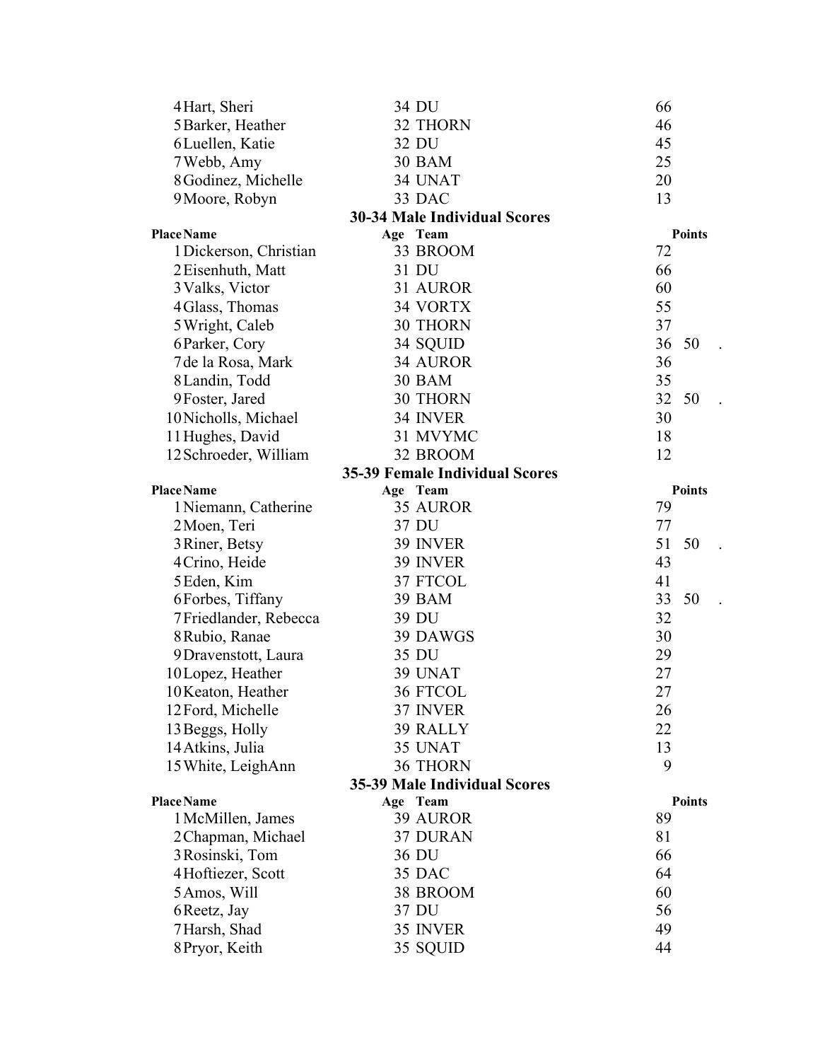| Place | Name | Age | Team | Points | | |
|---|---|---|---|---|---|---|
| 4 | Hart, Sheri | 34 | DU | 66 | | |
| 5 | Barker, Heather | 32 | THORN | 46 | | |
| 6 | Luellen, Katie | 32 | DU | 45 | | |
| 7 | Webb, Amy | 30 | BAM | 25 | | |
| 8 | Godinez, Michelle | 34 | UNAT | 20 | | |
| 9 | Moore, Robyn | 33 | DAC | 13 | | |

### 30-34 Male Individual Scores

| Place | Name | Age | Team | Points | | |
|---|---|---|---|---|---|---|
| 1 | Dickerson, Christian | 33 | BROOM | 72 | | |
| 2 | Eisenhuth, Matt | 31 | DU | 66 | | |
| 3 | Valks, Victor | 31 | AUROR | 60 | | |
| 4 | Glass, Thomas | 34 | VORTX | 55 | | |
| 5 | Wright, Caleb | 30 | THORN | 37 | | |
| 6 | Parker, Cory | 34 | SQUID | 36 | 50 | . |
| 7 | de la Rosa, Mark | 34 | AUROR | 36 | | |
| 8 | Landin, Todd | 30 | BAM | 35 | | |
| 9 | Foster, Jared | 30 | THORN | 32 | 50 | . |
| 10 | Nicholls, Michael | 34 | INVER | 30 | | |
| 11 | Hughes, David | 31 | MVYMC | 18 | | |
| 12 | Schroeder, William | 32 | BROOM | 12 | | |

### 35-39 Female Individual Scores

| Place | Name | Age | Team | Points | | |
|---|---|---|---|---|---|---|
| 1 | Niemann, Catherine | 35 | AUROR | 79 | | |
| 2 | Moen, Teri | 37 | DU | 77 | | |
| 3 | Riner, Betsy | 39 | INVER | 51 | 50 | . |
| 4 | Crino, Heide | 39 | INVER | 43 | | |
| 5 | Eden, Kim | 37 | FTCOL | 41 | | |
| 6 | Forbes, Tiffany | 39 | BAM | 33 | 50 | . |
| 7 | Friedlander, Rebecca | 39 | DU | 32 | | |
| 8 | Rubio, Ranae | 39 | DAWGS | 30 | | |
| 9 | Dravenstott, Laura | 35 | DU | 29 | | |
| 10 | Lopez, Heather | 39 | UNAT | 27 | | |
| 10 | Keaton, Heather | 36 | FTCOL | 27 | | |
| 12 | Ford, Michelle | 37 | INVER | 26 | | |
| 13 | Beggs, Holly | 39 | RALLY | 22 | | |
| 14 | Atkins, Julia | 35 | UNAT | 13 | | |
| 15 | White, LeighAnn | 36 | THORN | 9 | | |

### 35-39 Male Individual Scores

| Place | Name | Age | Team | Points |
|---|---|---|---|---|
| 1 | McMillen, James | 39 | AUROR | 89 |
| 2 | Chapman, Michael | 37 | DURAN | 81 |
| 3 | Rosinski, Tom | 36 | DU | 66 |
| 4 | Hoftiezer, Scott | 35 | DAC | 64 |
| 5 | Amos, Will | 38 | BROOM | 60 |
| 6 | Reetz, Jay | 37 | DU | 56 |
| 7 | Harsh, Shad | 35 | INVER | 49 |
| 8 | Pryor, Keith | 35 | SQUID | 44 |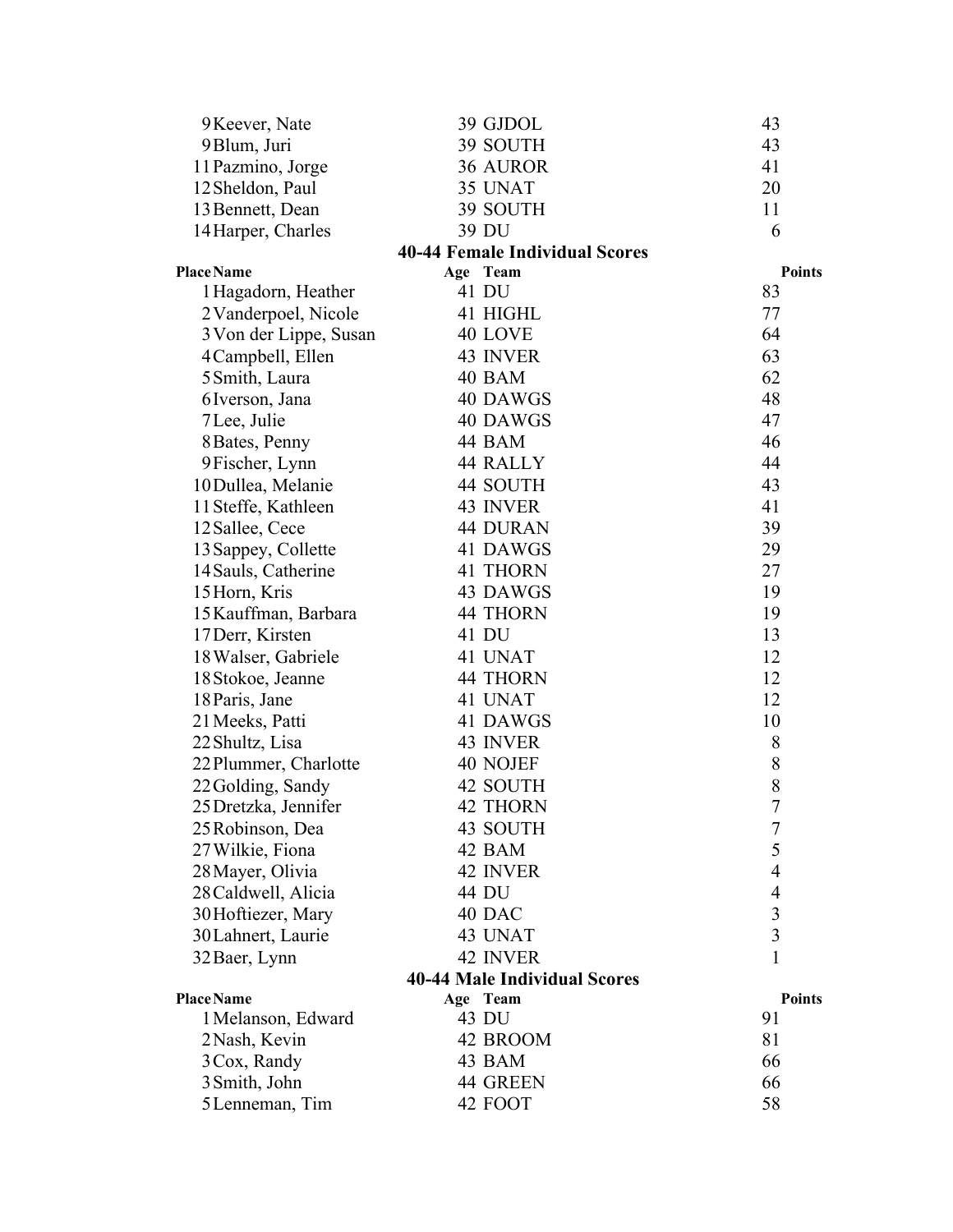| Place | Name | Age | Team | Points |
|---|---|---|---|---|
| 9 | Keever, Nate | 39 | GJDOL | 43 |
| 9 | Blum, Juri | 39 | SOUTH | 43 |
| 11 | Pazmino, Jorge | 36 | AUROR | 41 |
| 12 | Sheldon, Paul | 35 | UNAT | 20 |
| 13 | Bennett, Dean | 39 | SOUTH | 11 |
| 14 | Harper, Charles | 39 | DU | 6 |

## 40-44 Female Individual Scores

| Place | Name | Age | Team | Points |
|---|---|---|---|---|
| 1 | Hagadorn, Heather | 41 | DU | 83 |
| 2 | Vanderpoel, Nicole | 41 | HIGHL | 77 |
| 3 | Von der Lippe, Susan | 40 | LOVE | 64 |
| 4 | Campbell, Ellen | 43 | INVER | 63 |
| 5 | Smith, Laura | 40 | BAM | 62 |
| 6 | Iverson, Jana | 40 | DAWGS | 48 |
| 7 | Lee, Julie | 40 | DAWGS | 47 |
| 8 | Bates, Penny | 44 | BAM | 46 |
| 9 | Fischer, Lynn | 44 | RALLY | 44 |
| 10 | Dullea, Melanie | 44 | SOUTH | 43 |
| 11 | Steffe, Kathleen | 43 | INVER | 41 |
| 12 | Sallee, Cece | 44 | DURAN | 39 |
| 13 | Sappey, Collette | 41 | DAWGS | 29 |
| 14 | Sauls, Catherine | 41 | THORN | 27 |
| 15 | Horn, Kris | 43 | DAWGS | 19 |
| 15 | Kauffman, Barbara | 44 | THORN | 19 |
| 17 | Derr, Kirsten | 41 | DU | 13 |
| 18 | Walser, Gabriele | 41 | UNAT | 12 |
| 18 | Stokoe, Jeanne | 44 | THORN | 12 |
| 18 | Paris, Jane | 41 | UNAT | 12 |
| 21 | Meeks, Patti | 41 | DAWGS | 10 |
| 22 | Shultz, Lisa | 43 | INVER | 8 |
| 22 | Plummer, Charlotte | 40 | NOJEF | 8 |
| 22 | Golding, Sandy | 42 | SOUTH | 8 |
| 25 | Dretzka, Jennifer | 42 | THORN | 7 |
| 25 | Robinson, Dea | 43 | SOUTH | 7 |
| 27 | Wilkie, Fiona | 42 | BAM | 5 |
| 28 | Mayer, Olivia | 42 | INVER | 4 |
| 28 | Caldwell, Alicia | 44 | DU | 4 |
| 30 | Hoftiezer, Mary | 40 | DAC | 3 |
| 30 | Lahnert, Laurie | 43 | UNAT | 3 |
| 32 | Baer, Lynn | 42 | INVER | 1 |

## 40-44 Male Individual Scores

| Place | Name | Age | Team | Points |
|---|---|---|---|---|
| 1 | Melanson, Edward | 43 | DU | 91 |
| 2 | Nash, Kevin | 42 | BROOM | 81 |
| 3 | Cox, Randy | 43 | BAM | 66 |
| 3 | Smith, John | 44 | GREEN | 66 |
| 5 | Lenneman, Tim | 42 | FOOT | 58 |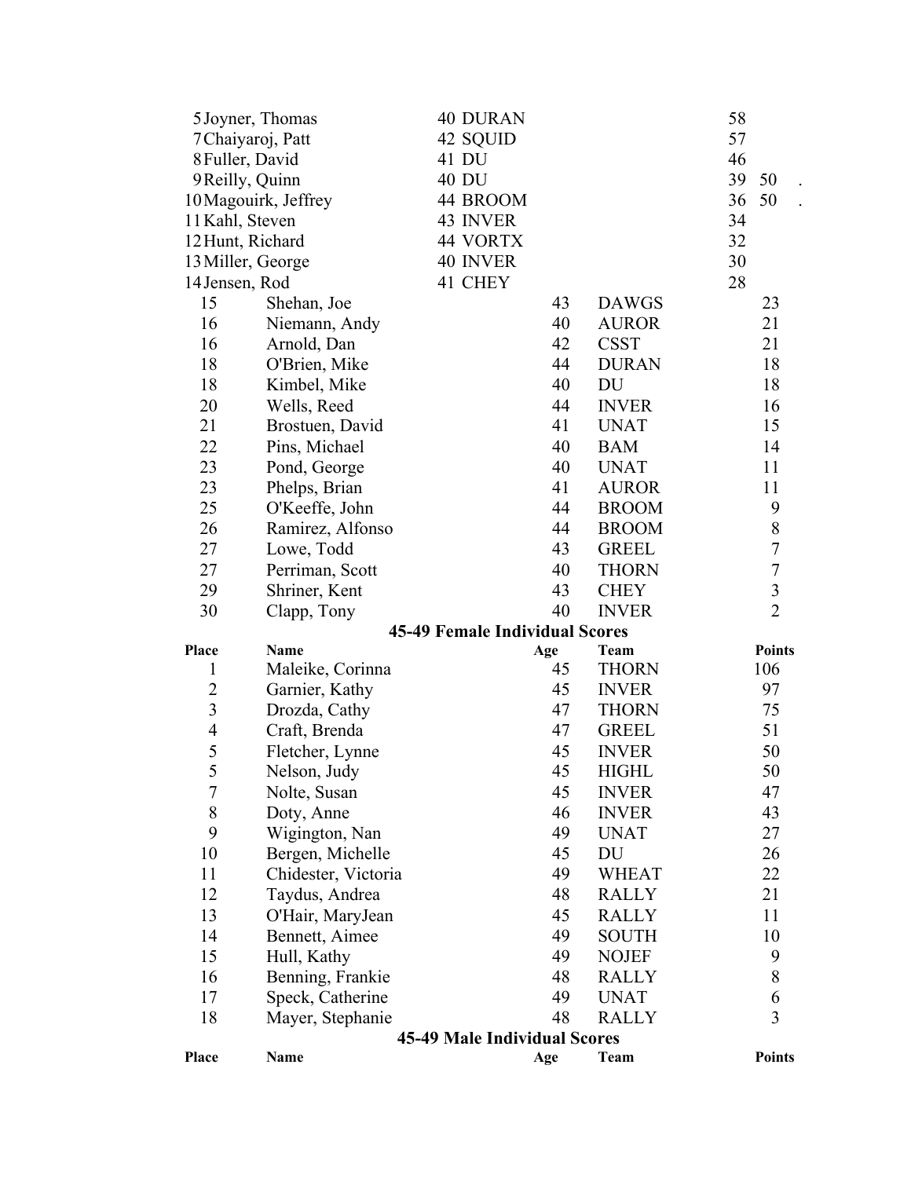| Place | Name | Age | Team | Points | |
|---|---|---|---|---|---|
| 5 | Joyner, Thomas | 40 | DURAN | 58 | |
| 7 | Chaiyaroj, Patt | 42 | SQUID | 57 | |
| 8 | Fuller, David | 41 | DU | 46 | |
| 9 | Reilly, Quinn | 40 | DU | 39 | 50 . |
| 10 | Magouirk, Jeffrey | 44 | BROOM | 36 | 50 . |
| 11 | Kahl, Steven | 43 | INVER | 34 | |
| 12 | Hunt, Richard | 44 | VORTX | 32 | |
| 13 | Miller, George | 40 | INVER | 30 | |
| 14 | Jensen, Rod | 41 | CHEY | 28 | |
| 15 | Shehan, Joe | 43 | DAWGS | 23 | |
| 16 | Niemann, Andy | 40 | AUROR | 21 | |
| 16 | Arnold, Dan | 42 | CSST | 21 | |
| 18 | O'Brien, Mike | 44 | DURAN | 18 | |
| 18 | Kimbel, Mike | 40 | DU | 18 | |
| 20 | Wells, Reed | 44 | INVER | 16 | |
| 21 | Brostuen, David | 41 | UNAT | 15 | |
| 22 | Pins, Michael | 40 | BAM | 14 | |
| 23 | Pond, George | 40 | UNAT | 11 | |
| 23 | Phelps, Brian | 41 | AUROR | 11 | |
| 25 | O'Keeffe, John | 44 | BROOM | 9 | |
| 26 | Ramirez, Alfonso | 44 | BROOM | 8 | |
| 27 | Lowe, Todd | 43 | GREEL | 7 | |
| 27 | Perriman, Scott | 40 | THORN | 7 | |
| 29 | Shriner, Kent | 43 | CHEY | 3 | |
| 30 | Clapp, Tony | 40 | INVER | 2 | |

**45-49 Female Individual Scores**

| Place | Name | Age | Team | Points |
|---|---|---|---|---|
| 1 | Maleike, Corinna | 45 | THORN | 106 |
| 2 | Garnier, Kathy | 45 | INVER | 97 |
| 3 | Drozda, Cathy | 47 | THORN | 75 |
| 4 | Craft, Brenda | 47 | GREEL | 51 |
| 5 | Fletcher, Lynne | 45 | INVER | 50 |
| 5 | Nelson, Judy | 45 | HIGHL | 50 |
| 7 | Nolte, Susan | 45 | INVER | 47 |
| 8 | Doty, Anne | 46 | INVER | 43 |
| 9 | Wigington, Nan | 49 | UNAT | 27 |
| 10 | Bergen, Michelle | 45 | DU | 26 |
| 11 | Chidester, Victoria | 49 | WHEAT | 22 |
| 12 | Taydus, Andrea | 48 | RALLY | 21 |
| 13 | O'Hair, MaryJean | 45 | RALLY | 11 |
| 14 | Bennett, Aimee | 49 | SOUTH | 10 |
| 15 | Hull, Kathy | 49 | NOJEF | 9 |
| 16 | Benning, Frankie | 48 | RALLY | 8 |
| 17 | Speck, Catherine | 49 | UNAT | 6 |
| 18 | Mayer, Stephanie | 48 | RALLY | 3 |

**45-49 Male Individual Scores**

| Place | Name | Age | Team | Points |
|---|---|---|---|---|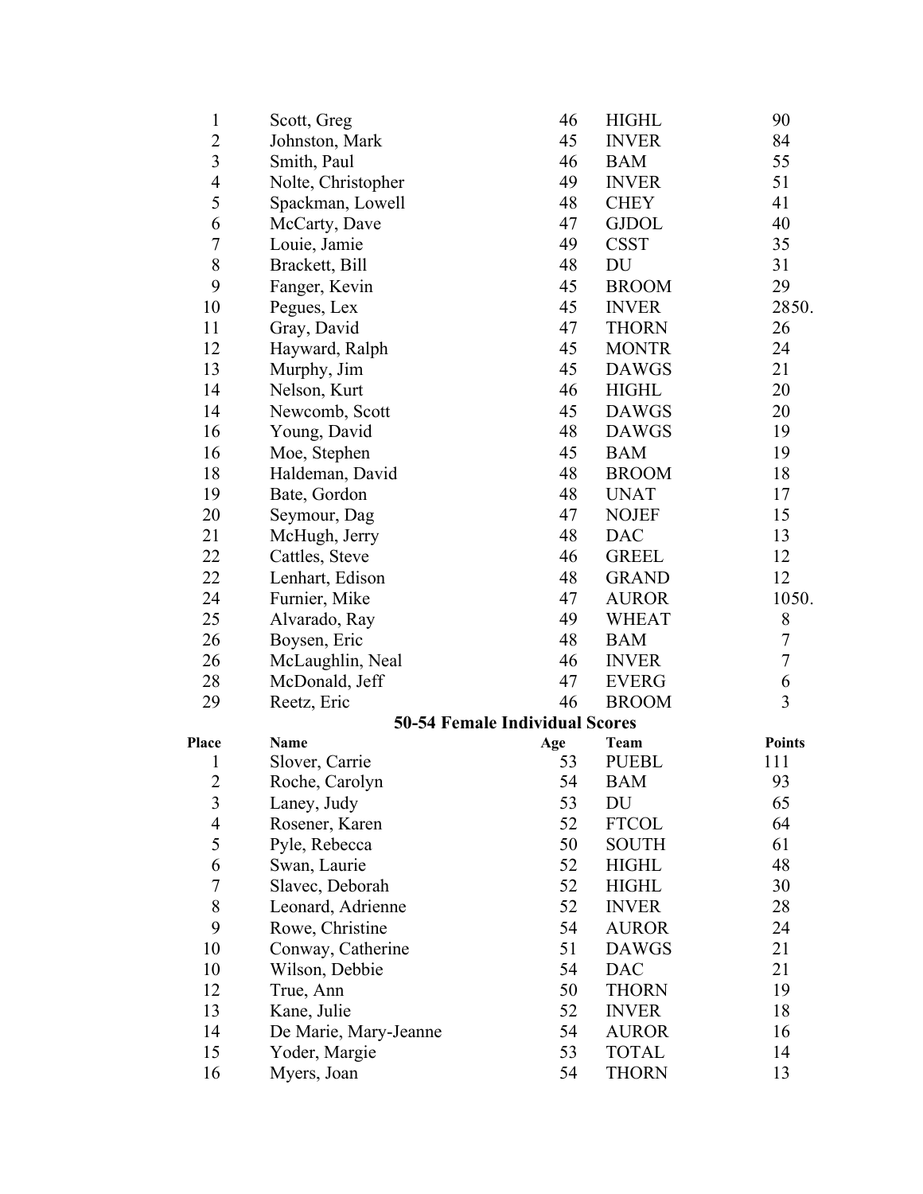| | | | | |
|---|---|---|---|---|
| 1 | Scott, Greg | 46 | HIGHL | 90 |
| 2 | Johnston, Mark | 45 | INVER | 84 |
| 3 | Smith, Paul | 46 | BAM | 55 |
| 4 | Nolte, Christopher | 49 | INVER | 51 |
| 5 | Spackman, Lowell | 48 | CHEY | 41 |
| 6 | McCarty, Dave | 47 | GJDOL | 40 |
| 7 | Louie, Jamie | 49 | CSST | 35 |
| 8 | Brackett, Bill | 48 | DU | 31 |
| 9 | Fanger, Kevin | 45 | BROOM | 29 |
| 10 | Pegues, Lex | 45 | INVER | 2850. |
| 11 | Gray, David | 47 | THORN | 26 |
| 12 | Hayward, Ralph | 45 | MONTR | 24 |
| 13 | Murphy, Jim | 45 | DAWGS | 21 |
| 14 | Nelson, Kurt | 46 | HIGHL | 20 |
| 14 | Newcomb, Scott | 45 | DAWGS | 20 |
| 16 | Young, David | 48 | DAWGS | 19 |
| 16 | Moe, Stephen | 45 | BAM | 19 |
| 18 | Haldeman, David | 48 | BROOM | 18 |
| 19 | Bate, Gordon | 48 | UNAT | 17 |
| 20 | Seymour, Dag | 47 | NOJEF | 15 |
| 21 | McHugh, Jerry | 48 | DAC | 13 |
| 22 | Cattles, Steve | 46 | GREEL | 12 |
| 22 | Lenhart, Edison | 48 | GRAND | 12 |
| 24 | Furnier, Mike | 47 | AUROR | 1050. |
| 25 | Alvarado, Ray | 49 | WHEAT | 8 |
| 26 | Boysen, Eric | 48 | BAM | 7 |
| 26 | McLaughlin, Neal | 46 | INVER | 7 |
| 28 | McDonald, Jeff | 47 | EVERG | 6 |
| 29 | Reetz, Eric | 46 | BROOM | 3 |

## 50-54 Female Individual Scores

| Place | Name | Age | Team | Points |
|---|---|---|---|---|
| 1 | Slover, Carrie | 53 | PUEBL | 111 |
| 2 | Roche, Carolyn | 54 | BAM | 93 |
| 3 | Laney, Judy | 53 | DU | 65 |
| 4 | Rosener, Karen | 52 | FTCOL | 64 |
| 5 | Pyle, Rebecca | 50 | SOUTH | 61 |
| 6 | Swan, Laurie | 52 | HIGHL | 48 |
| 7 | Slavec, Deborah | 52 | HIGHL | 30 |
| 8 | Leonard, Adrienne | 52 | INVER | 28 |
| 9 | Rowe, Christine | 54 | AUROR | 24 |
| 10 | Conway, Catherine | 51 | DAWGS | 21 |
| 10 | Wilson, Debbie | 54 | DAC | 21 |
| 12 | True, Ann | 50 | THORN | 19 |
| 13 | Kane, Julie | 52 | INVER | 18 |
| 14 | De Marie, Mary-Jeanne | 54 | AUROR | 16 |
| 15 | Yoder, Margie | 53 | TOTAL | 14 |
| 16 | Myers, Joan | 54 | THORN | 13 |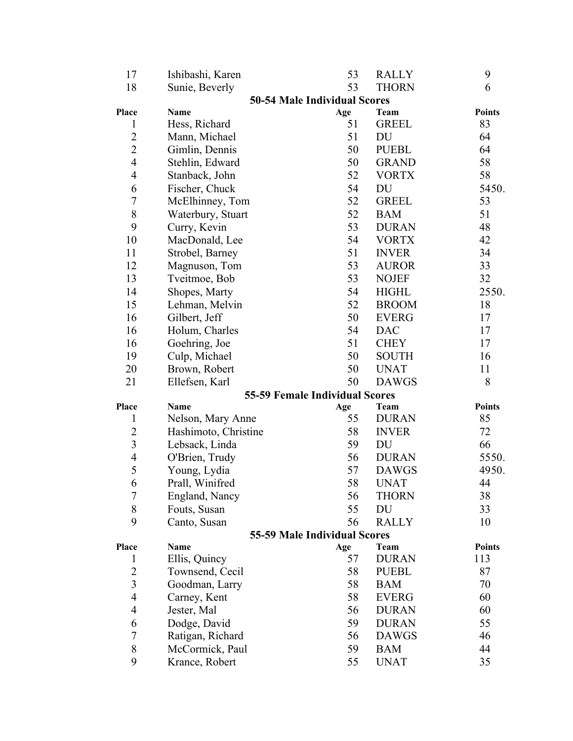| 17 | Ishibashi, Karen | 53 | RALLY | 9 |
|---|---|---|---|---|
| 18 | Sunie, Beverly | 53 | THORN | 6 |

## 50-54 Male Individual Scores

| Place | Name | Age | Team | Points |
|---|---|---|---|---|
| 1 | Hess, Richard | 51 | GREEL | 83 |
| 2 | Mann, Michael | 51 | DU | 64 |
| 2 | Gimlin, Dennis | 50 | PUEBL | 64 |
| 4 | Stehlin, Edward | 50 | GRAND | 58 |
| 4 | Stanback, John | 52 | VORTX | 58 |
| 6 | Fischer, Chuck | 54 | DU | 5450. |
| 7 | McElhinney, Tom | 52 | GREEL | 53 |
| 8 | Waterbury, Stuart | 52 | BAM | 51 |
| 9 | Curry, Kevin | 53 | DURAN | 48 |
| 10 | MacDonald, Lee | 54 | VORTX | 42 |
| 11 | Strobel, Barney | 51 | INVER | 34 |
| 12 | Magnuson, Tom | 53 | AUROR | 33 |
| 13 | Tveitmoe, Bob | 53 | NOJEF | 32 |
| 14 | Shopes, Marty | 54 | HIGHL | 2550. |
| 15 | Lehman, Melvin | 52 | BROOM | 18 |
| 16 | Gilbert, Jeff | 50 | EVERG | 17 |
| 16 | Holum, Charles | 54 | DAC | 17 |
| 16 | Goehring, Joe | 51 | CHEY | 17 |
| 19 | Culp, Michael | 50 | SOUTH | 16 |
| 20 | Brown, Robert | 50 | UNAT | 11 |
| 21 | Ellefsen, Karl | 50 | DAWGS | 8 |

## 55-59 Female Individual Scores

| Place | Name | Age | Team | Points |
|---|---|---|---|---|
| 1 | Nelson, Mary Anne | 55 | DURAN | 85 |
| 2 | Hashimoto, Christine | 58 | INVER | 72 |
| 3 | Lebsack, Linda | 59 | DU | 66 |
| 4 | O'Brien, Trudy | 56 | DURAN | 5550. |
| 5 | Young, Lydia | 57 | DAWGS | 4950. |
| 6 | Prall, Winifred | 58 | UNAT | 44 |
| 7 | England, Nancy | 56 | THORN | 38 |
| 8 | Fouts, Susan | 55 | DU | 33 |
| 9 | Canto, Susan | 56 | RALLY | 10 |

## 55-59 Male Individual Scores

| Place | Name | Age | Team | Points |
|---|---|---|---|---|
| 1 | Ellis, Quincy | 57 | DURAN | 113 |
| 2 | Townsend, Cecil | 58 | PUEBL | 87 |
| 3 | Goodman, Larry | 58 | BAM | 70 |
| 4 | Carney, Kent | 58 | EVERG | 60 |
| 4 | Jester, Mal | 56 | DURAN | 60 |
| 6 | Dodge, David | 59 | DURAN | 55 |
| 7 | Ratigan, Richard | 56 | DAWGS | 46 |
| 8 | McCormick, Paul | 59 | BAM | 44 |
| 9 | Krance, Robert | 55 | UNAT | 35 |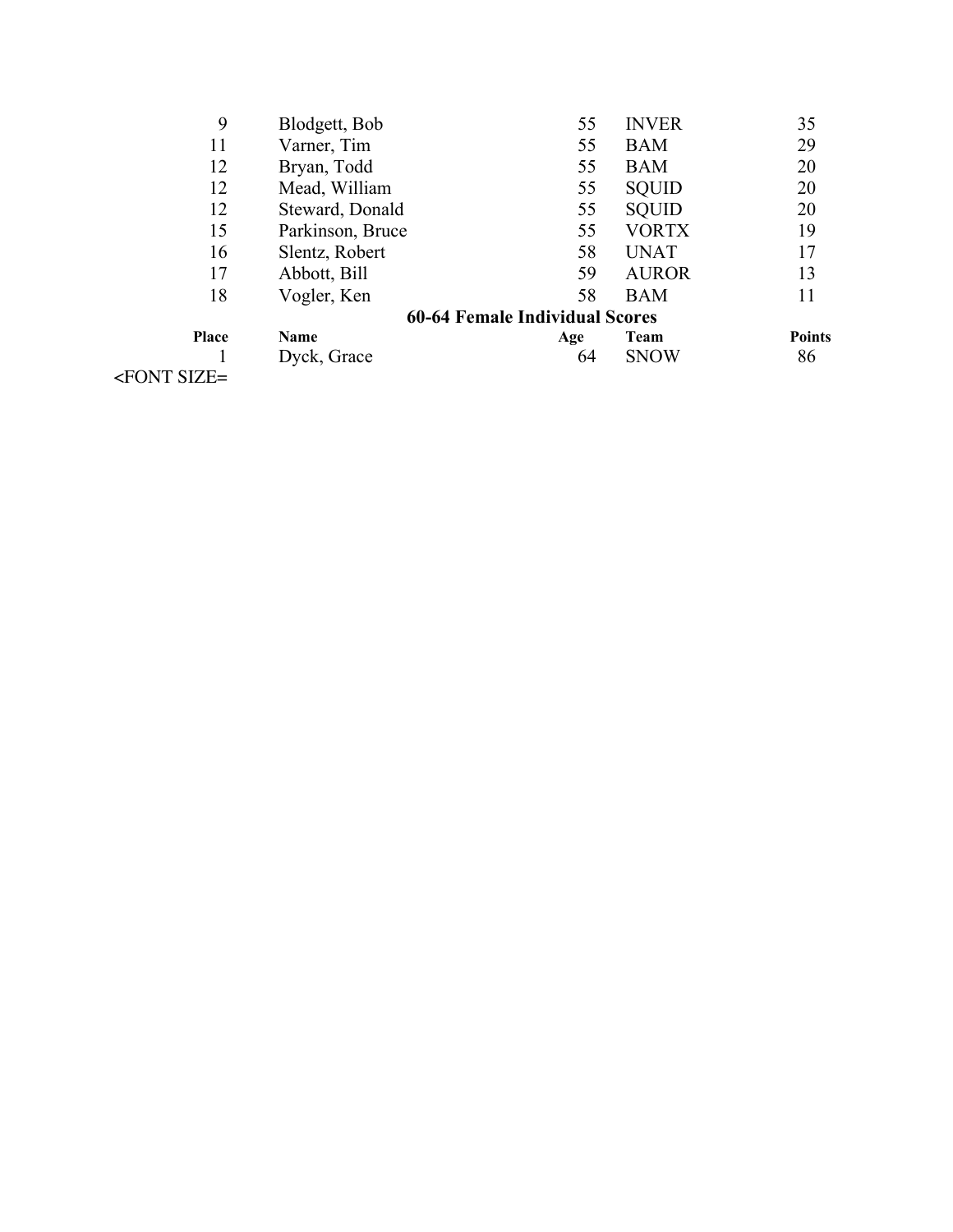| | | | | |
|---|---|---|---|---|
| 9 | Blodgett, Bob | 55 | INVER | 35 |
| 11 | Varner, Tim | 55 | BAM | 29 |
| 12 | Bryan, Todd | 55 | BAM | 20 |
| 12 | Mead, William | 55 | SQUID | 20 |
| 12 | Steward, Donald | 55 | SQUID | 20 |
| 15 | Parkinson, Bruce | 55 | VORTX | 19 |
| 16 | Slentz, Robert | 58 | UNAT | 17 |
| 17 | Abbott, Bill | 59 | AUROR | 13 |
| 18 | Vogler, Ken | 58 | BAM | 11 |

### 60-64 Female Individual Scores

| Place | Name | Age | Team | Points |
|---|---|---|---|---|
| 1 | Dyck, Grace | 64 | SNOW | 86 |

<FONT SIZE=